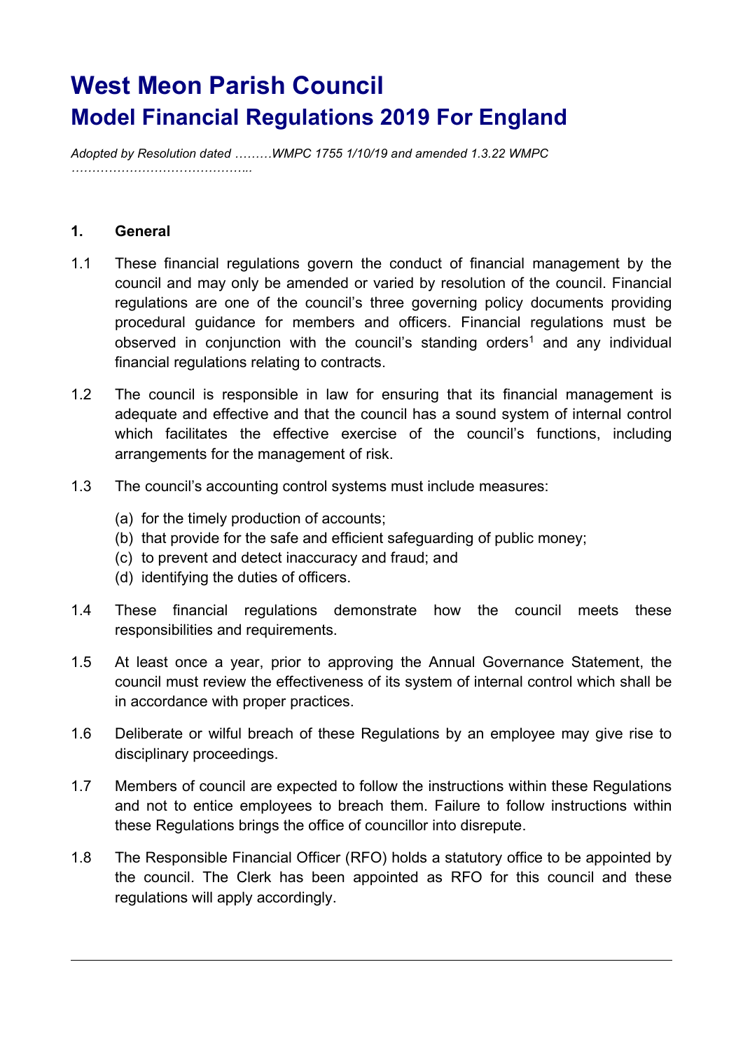# West Meon Parish Council

## Model Financial Regulations 2019 For England

*Adopted by Resolution dated ………WMPC 1755 1/10/19 and amended 1.3.22 WMPC ……………………………………..*

### 1. General

1.1 These financial regulations govern the conduct of financial management by the council and may only be amended or varied by resolution of the council. Financial regulations are one of the council's three governing policy documents providing procedural guidance for members and officers. Financial regulations must be observed in conjunction with the council's standing orders[1] and any individual financial regulations relating to contracts.

1.2 The council is responsible in law for ensuring that its financial management is adequate and effective and that the council has a sound system of internal control which facilitates the effective exercise of the council's functions, including arrangements for the management of risk.

1.3 The council's accounting control systems must include measures:

(a) for the timely production of accounts;
(b) that provide for the safe and efficient safeguarding of public money;
(c) to prevent and detect inaccuracy and fraud; and
(d) identifying the duties of officers.

1.4 These financial regulations demonstrate how the council meets these responsibilities and requirements.

1.5 At least once a year, prior to approving the Annual Governance Statement, the council must review the effectiveness of its system of internal control which shall be in accordance with proper practices.

1.6 Deliberate or wilful breach of these Regulations by an employee may give rise to disciplinary proceedings.

1.7 Members of council are expected to follow the instructions within these Regulations and not to entice employees to breach them. Failure to follow instructions within these Regulations brings the office of councillor into disrepute.

1.8 The Responsible Financial Officer (RFO) holds a statutory office to be appointed by the council. The Clerk has been appointed as RFO for this council and these regulations will apply accordingly.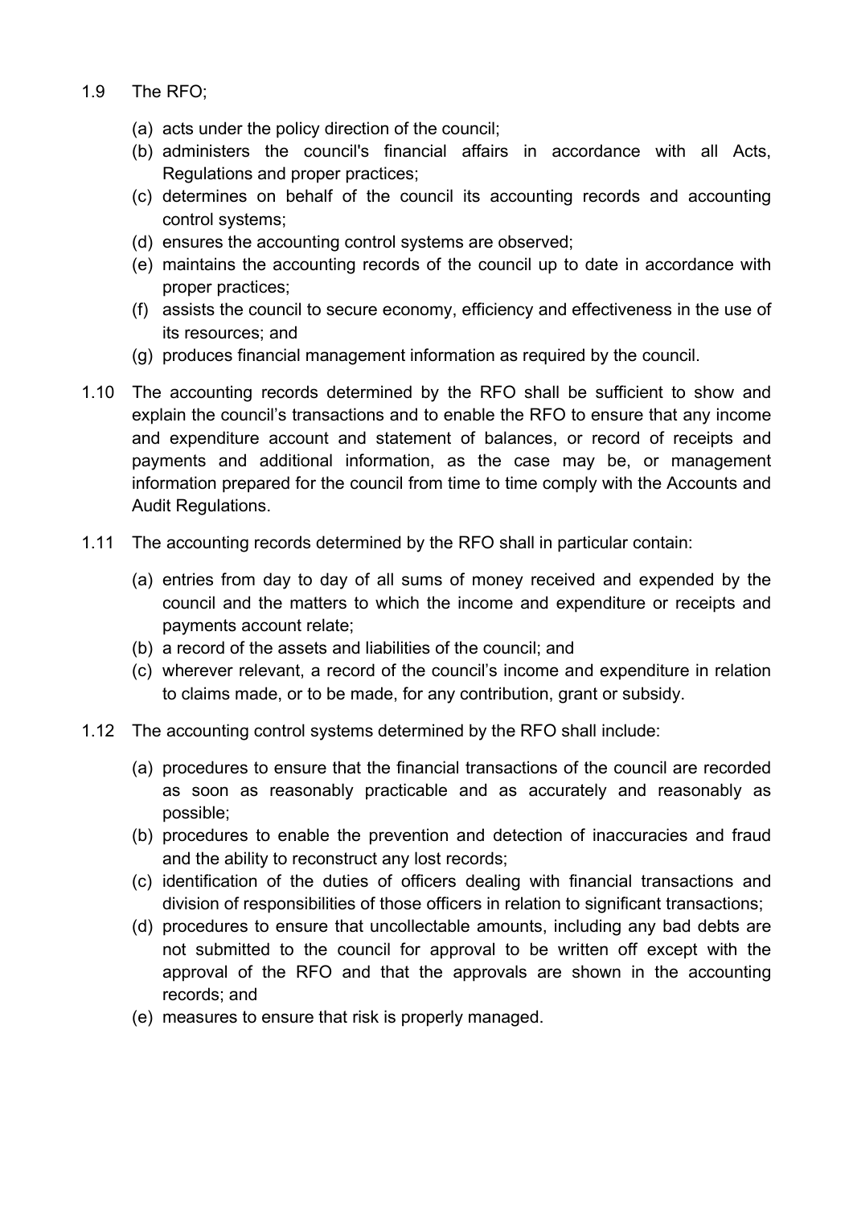1.9 The RFO;

   (a) acts under the policy direction of the council;
   (b) administers the council's financial affairs in accordance with all Acts, Regulations and proper practices;
   (c) determines on behalf of the council its accounting records and accounting control systems;
   (d) ensures the accounting control systems are observed;
   (e) maintains the accounting records of the council up to date in accordance with proper practices;
   (f) assists the council to secure economy, efficiency and effectiveness in the use of its resources; and
   (g) produces financial management information as required by the council.

1.10 The accounting records determined by the RFO shall be sufficient to show and explain the council's transactions and to enable the RFO to ensure that any income and expenditure account and statement of balances, or record of receipts and payments and additional information, as the case may be, or management information prepared for the council from time to time comply with the Accounts and Audit Regulations.

1.11 The accounting records determined by the RFO shall in particular contain:

   (a) entries from day to day of all sums of money received and expended by the council and the matters to which the income and expenditure or receipts and payments account relate;
   (b) a record of the assets and liabilities of the council; and
   (c) wherever relevant, a record of the council's income and expenditure in relation to claims made, or to be made, for any contribution, grant or subsidy.

1.12 The accounting control systems determined by the RFO shall include:

   (a) procedures to ensure that the financial transactions of the council are recorded as soon as reasonably practicable and as accurately and reasonably as possible;
   (b) procedures to enable the prevention and detection of inaccuracies and fraud and the ability to reconstruct any lost records;
   (c) identification of the duties of officers dealing with financial transactions and division of responsibilities of those officers in relation to significant transactions;
   (d) procedures to ensure that uncollectable amounts, including any bad debts are not submitted to the council for approval to be written off except with the approval of the RFO and that the approvals are shown in the accounting records; and
   (e) measures to ensure that risk is properly managed.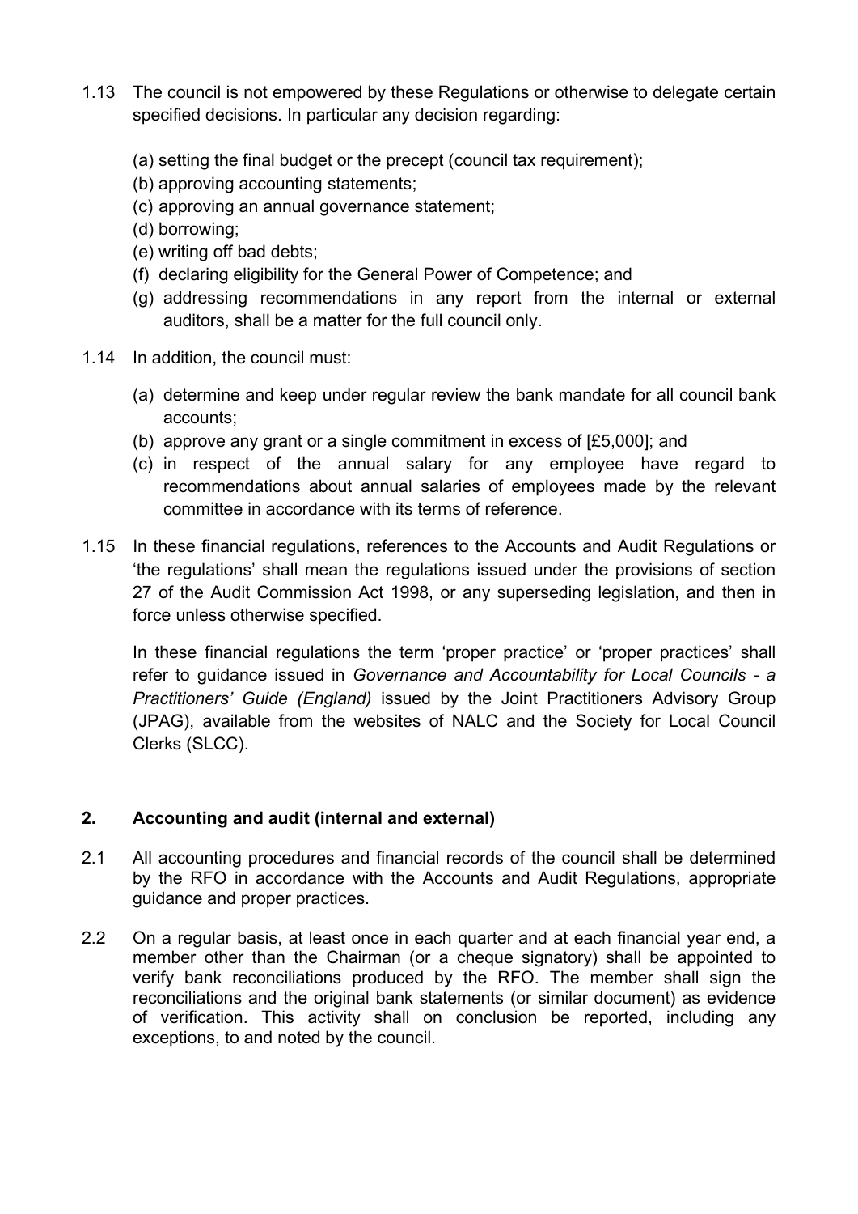1.13 The council is not empowered by these Regulations or otherwise to delegate certain specified decisions. In particular any decision regarding:

(a) setting the final budget or the precept (council tax requirement);
(b) approving accounting statements;
(c) approving an annual governance statement;
(d) borrowing;
(e) writing off bad debts;
(f) declaring eligibility for the General Power of Competence; and
(g) addressing recommendations in any report from the internal or external auditors, shall be a matter for the full council only.

1.14 In addition, the council must:

(a) determine and keep under regular review the bank mandate for all council bank accounts;
(b) approve any grant or a single commitment in excess of [£5,000]; and
(c) in respect of the annual salary for any employee have regard to recommendations about annual salaries of employees made by the relevant committee in accordance with its terms of reference.

1.15 In these financial regulations, references to the Accounts and Audit Regulations or 'the regulations' shall mean the regulations issued under the provisions of section 27 of the Audit Commission Act 1998, or any superseding legislation, and then in force unless otherwise specified.

In these financial regulations the term 'proper practice' or 'proper practices' shall refer to guidance issued in *Governance and Accountability for Local Councils - a Practitioners' Guide (England)* issued by the Joint Practitioners Advisory Group (JPAG), available from the websites of NALC and the Society for Local Council Clerks (SLCC).

## 2. Accounting and audit (internal and external)

2.1 All accounting procedures and financial records of the council shall be determined by the RFO in accordance with the Accounts and Audit Regulations, appropriate guidance and proper practices.

2.2 On a regular basis, at least once in each quarter and at each financial year end, a member other than the Chairman (or a cheque signatory) shall be appointed to verify bank reconciliations produced by the RFO. The member shall sign the reconciliations and the original bank statements (or similar document) as evidence of verification. This activity shall on conclusion be reported, including any exceptions, to and noted by the council.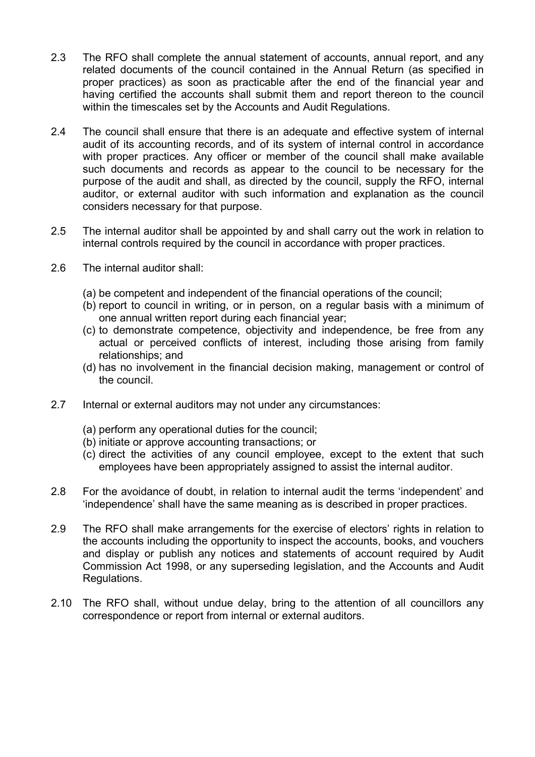2.3 The RFO shall complete the annual statement of accounts, annual report, and any related documents of the council contained in the Annual Return (as specified in proper practices) as soon as practicable after the end of the financial year and having certified the accounts shall submit them and report thereon to the council within the timescales set by the Accounts and Audit Regulations.

2.4 The council shall ensure that there is an adequate and effective system of internal audit of its accounting records, and of its system of internal control in accordance with proper practices. Any officer or member of the council shall make available such documents and records as appear to the council to be necessary for the purpose of the audit and shall, as directed by the council, supply the RFO, internal auditor, or external auditor with such information and explanation as the council considers necessary for that purpose.

2.5 The internal auditor shall be appointed by and shall carry out the work in relation to internal controls required by the council in accordance with proper practices.

2.6 The internal auditor shall:

(a) be competent and independent of the financial operations of the council;
(b) report to council in writing, or in person, on a regular basis with a minimum of one annual written report during each financial year;
(c) to demonstrate competence, objectivity and independence, be free from any actual or perceived conflicts of interest, including those arising from family relationships; and
(d) has no involvement in the financial decision making, management or control of the council.

2.7 Internal or external auditors may not under any circumstances:

(a) perform any operational duties for the council;
(b) initiate or approve accounting transactions; or
(c) direct the activities of any council employee, except to the extent that such employees have been appropriately assigned to assist the internal auditor.

2.8 For the avoidance of doubt, in relation to internal audit the terms 'independent' and 'independence' shall have the same meaning as is described in proper practices.

2.9 The RFO shall make arrangements for the exercise of electors' rights in relation to the accounts including the opportunity to inspect the accounts, books, and vouchers and display or publish any notices and statements of account required by Audit Commission Act 1998, or any superseding legislation, and the Accounts and Audit Regulations.

2.10 The RFO shall, without undue delay, bring to the attention of all councillors any correspondence or report from internal or external auditors.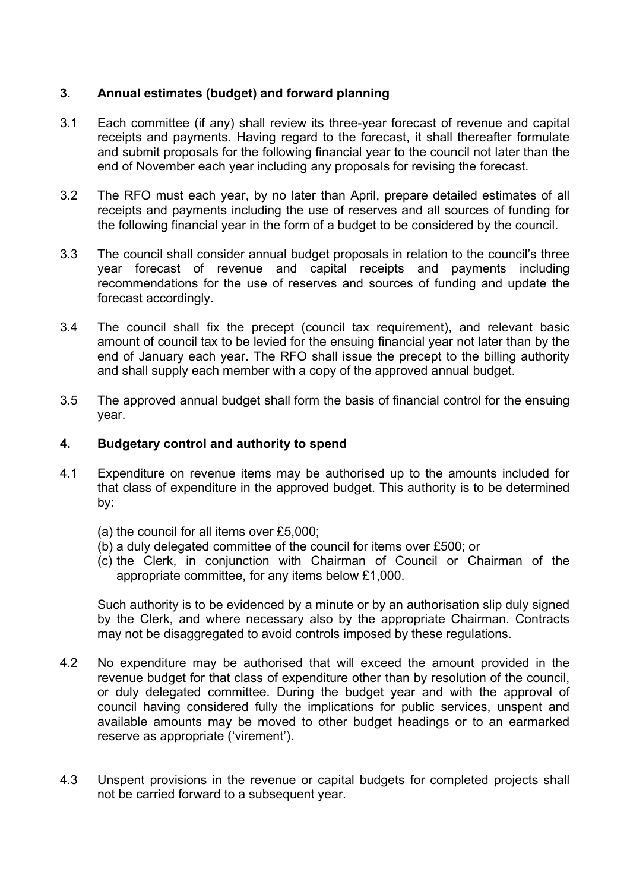## 3. Annual estimates (budget) and forward planning

3.1 Each committee (if any) shall review its three-year forecast of revenue and capital receipts and payments. Having regard to the forecast, it shall thereafter formulate and submit proposals for the following financial year to the council not later than the end of November each year including any proposals for revising the forecast.

3.2 The RFO must each year, by no later than April, prepare detailed estimates of all receipts and payments including the use of reserves and all sources of funding for the following financial year in the form of a budget to be considered by the council.

3.3 The council shall consider annual budget proposals in relation to the council's three year forecast of revenue and capital receipts and payments including recommendations for the use of reserves and sources of funding and update the forecast accordingly.

3.4 The council shall fix the precept (council tax requirement), and relevant basic amount of council tax to be levied for the ensuing financial year not later than by the end of January each year. The RFO shall issue the precept to the billing authority and shall supply each member with a copy of the approved annual budget.

3.5 The approved annual budget shall form the basis of financial control for the ensuing year.

## 4. Budgetary control and authority to spend

4.1 Expenditure on revenue items may be authorised up to the amounts included for that class of expenditure in the approved budget. This authority is to be determined by:

(a) the council for all items over £5,000;
(b) a duly delegated committee of the council for items over £500; or
(c) the Clerk, in conjunction with Chairman of Council or Chairman of the appropriate committee, for any items below £1,000.

Such authority is to be evidenced by a minute or by an authorisation slip duly signed by the Clerk, and where necessary also by the appropriate Chairman. Contracts may not be disaggregated to avoid controls imposed by these regulations.

4.2 No expenditure may be authorised that will exceed the amount provided in the revenue budget for that class of expenditure other than by resolution of the council, or duly delegated committee. During the budget year and with the approval of council having considered fully the implications for public services, unspent and available amounts may be moved to other budget headings or to an earmarked reserve as appropriate ('virement').

4.3 Unspent provisions in the revenue or capital budgets for completed projects shall not be carried forward to a subsequent year.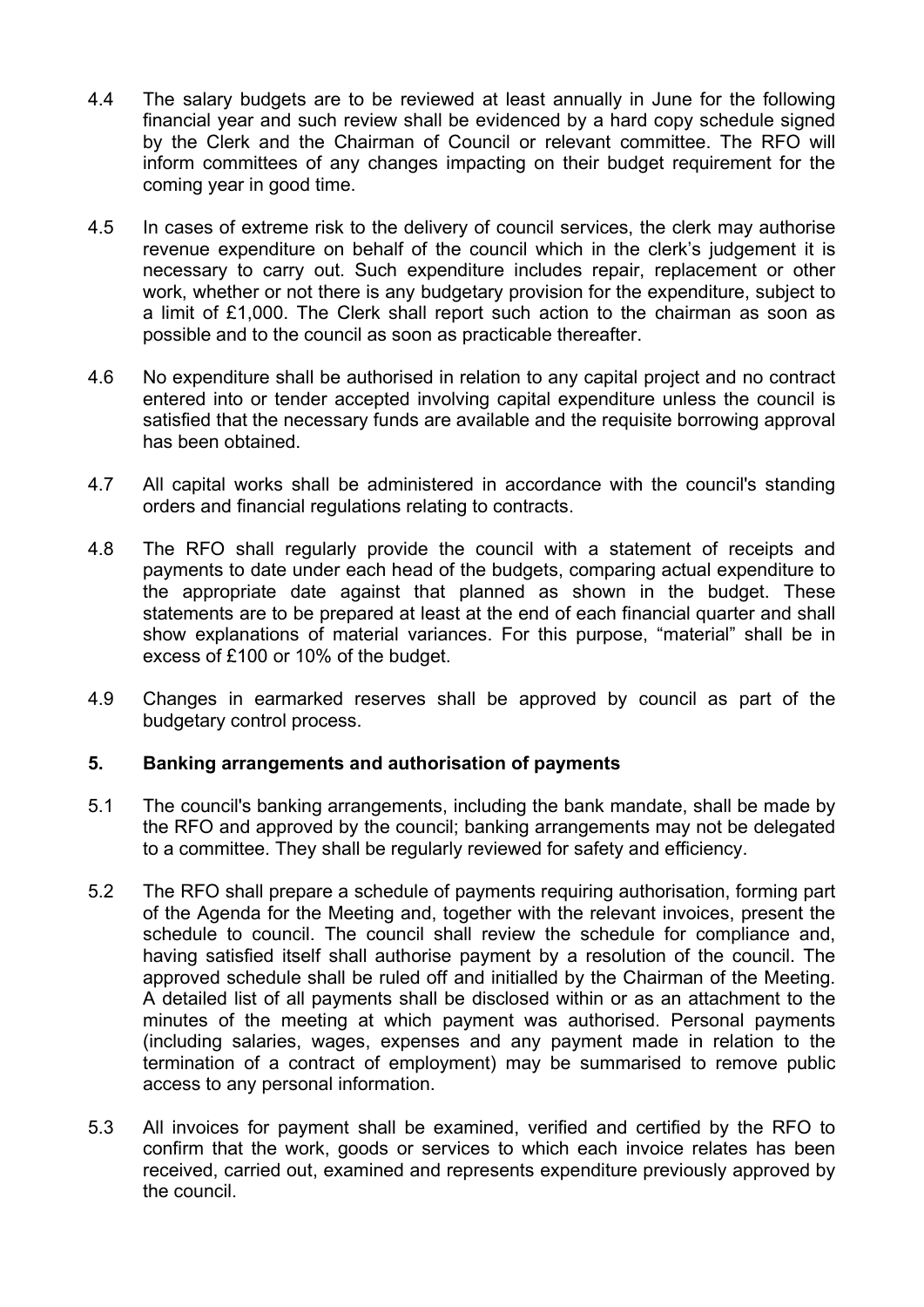4.4 The salary budgets are to be reviewed at least annually in June for the following financial year and such review shall be evidenced by a hard copy schedule signed by the Clerk and the Chairman of Council or relevant committee. The RFO will inform committees of any changes impacting on their budget requirement for the coming year in good time.

4.5 In cases of extreme risk to the delivery of council services, the clerk may authorise revenue expenditure on behalf of the council which in the clerk's judgement it is necessary to carry out. Such expenditure includes repair, replacement or other work, whether or not there is any budgetary provision for the expenditure, subject to a limit of £1,000. The Clerk shall report such action to the chairman as soon as possible and to the council as soon as practicable thereafter.

4.6 No expenditure shall be authorised in relation to any capital project and no contract entered into or tender accepted involving capital expenditure unless the council is satisfied that the necessary funds are available and the requisite borrowing approval has been obtained.

4.7 All capital works shall be administered in accordance with the council's standing orders and financial regulations relating to contracts.

4.8 The RFO shall regularly provide the council with a statement of receipts and payments to date under each head of the budgets, comparing actual expenditure to the appropriate date against that planned as shown in the budget. These statements are to be prepared at least at the end of each financial quarter and shall show explanations of material variances. For this purpose, "material" shall be in excess of £100 or 10% of the budget.

4.9 Changes in earmarked reserves shall be approved by council as part of the budgetary control process.

## 5. Banking arrangements and authorisation of payments

5.1 The council's banking arrangements, including the bank mandate, shall be made by the RFO and approved by the council; banking arrangements may not be delegated to a committee. They shall be regularly reviewed for safety and efficiency.

5.2 The RFO shall prepare a schedule of payments requiring authorisation, forming part of the Agenda for the Meeting and, together with the relevant invoices, present the schedule to council. The council shall review the schedule for compliance and, having satisfied itself shall authorise payment by a resolution of the council. The approved schedule shall be ruled off and initialled by the Chairman of the Meeting. A detailed list of all payments shall be disclosed within or as an attachment to the minutes of the meeting at which payment was authorised. Personal payments (including salaries, wages, expenses and any payment made in relation to the termination of a contract of employment) may be summarised to remove public access to any personal information.

5.3 All invoices for payment shall be examined, verified and certified by the RFO to confirm that the work, goods or services to which each invoice relates has been received, carried out, examined and represents expenditure previously approved by the council.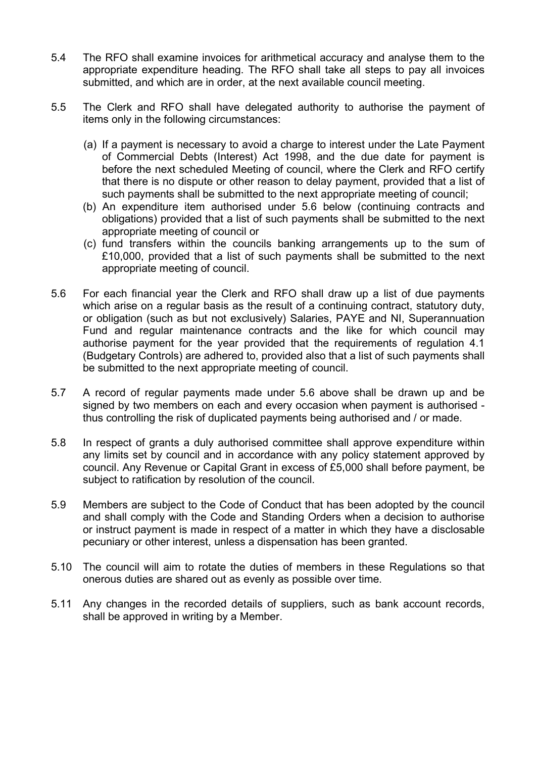5.4 The RFO shall examine invoices for arithmetical accuracy and analyse them to the appropriate expenditure heading. The RFO shall take all steps to pay all invoices submitted, and which are in order, at the next available council meeting.

5.5 The Clerk and RFO shall have delegated authority to authorise the payment of items only in the following circumstances:

(a) If a payment is necessary to avoid a charge to interest under the Late Payment of Commercial Debts (Interest) Act 1998, and the due date for payment is before the next scheduled Meeting of council, where the Clerk and RFO certify that there is no dispute or other reason to delay payment, provided that a list of such payments shall be submitted to the next appropriate meeting of council;

(b) An expenditure item authorised under 5.6 below (continuing contracts and obligations) provided that a list of such payments shall be submitted to the next appropriate meeting of council or

(c) fund transfers within the councils banking arrangements up to the sum of £10,000, provided that a list of such payments shall be submitted to the next appropriate meeting of council.

5.6 For each financial year the Clerk and RFO shall draw up a list of due payments which arise on a regular basis as the result of a continuing contract, statutory duty, or obligation (such as but not exclusively) Salaries, PAYE and NI, Superannuation Fund and regular maintenance contracts and the like for which council may authorise payment for the year provided that the requirements of regulation 4.1 (Budgetary Controls) are adhered to, provided also that a list of such payments shall be submitted to the next appropriate meeting of council.

5.7 A record of regular payments made under 5.6 above shall be drawn up and be signed by two members on each and every occasion when payment is authorised - thus controlling the risk of duplicated payments being authorised and / or made.

5.8 In respect of grants a duly authorised committee shall approve expenditure within any limits set by council and in accordance with any policy statement approved by council. Any Revenue or Capital Grant in excess of £5,000 shall before payment, be subject to ratification by resolution of the council.

5.9 Members are subject to the Code of Conduct that has been adopted by the council and shall comply with the Code and Standing Orders when a decision to authorise or instruct payment is made in respect of a matter in which they have a disclosable pecuniary or other interest, unless a dispensation has been granted.

5.10 The council will aim to rotate the duties of members in these Regulations so that onerous duties are shared out as evenly as possible over time.

5.11 Any changes in the recorded details of suppliers, such as bank account records, shall be approved in writing by a Member.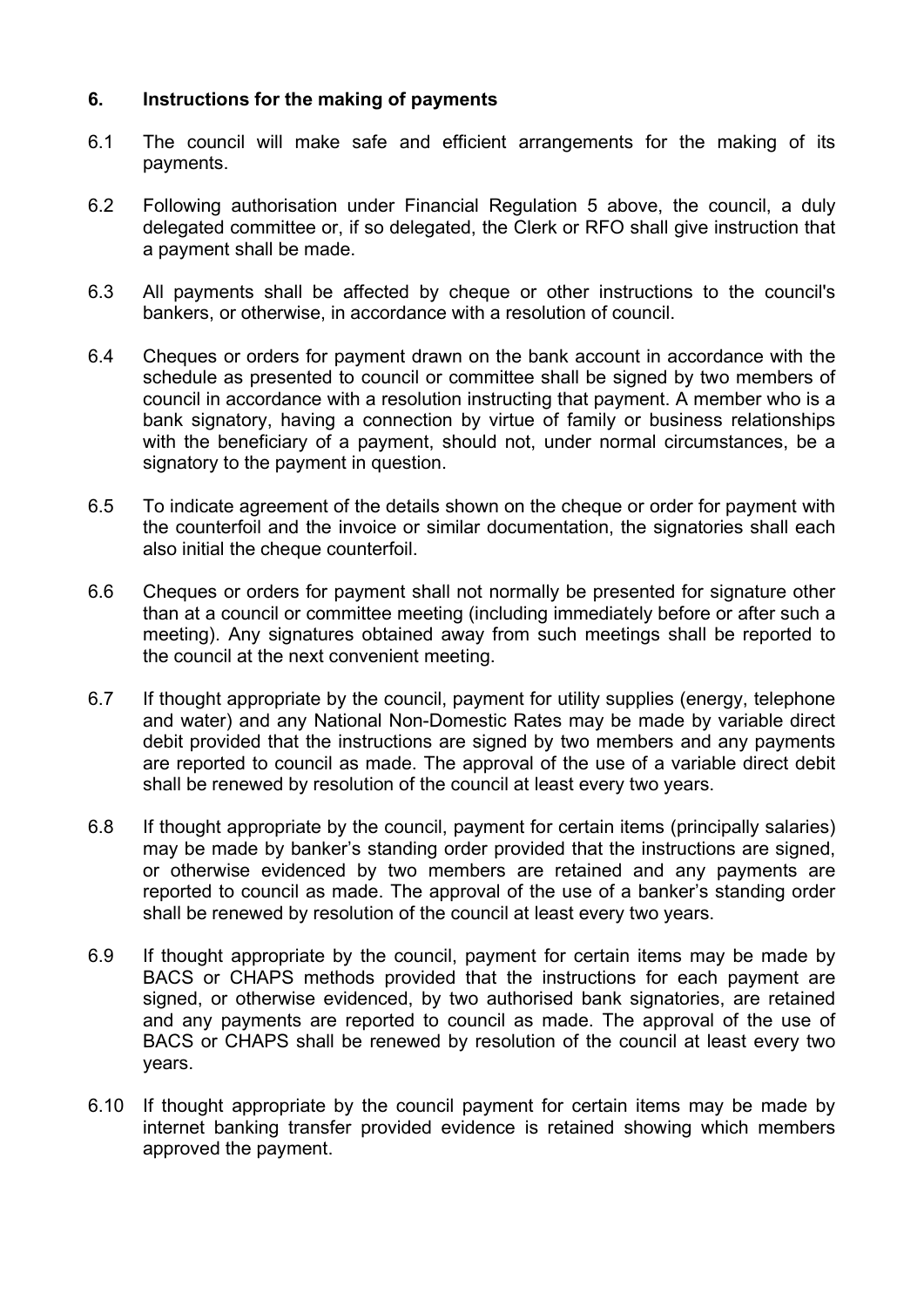## 6. Instructions for the making of payments

6.1 The council will make safe and efficient arrangements for the making of its payments.

6.2 Following authorisation under Financial Regulation 5 above, the council, a duly delegated committee or, if so delegated, the Clerk or RFO shall give instruction that a payment shall be made.

6.3 All payments shall be affected by cheque or other instructions to the council's bankers, or otherwise, in accordance with a resolution of council.

6.4 Cheques or orders for payment drawn on the bank account in accordance with the schedule as presented to council or committee shall be signed by two members of council in accordance with a resolution instructing that payment. A member who is a bank signatory, having a connection by virtue of family or business relationships with the beneficiary of a payment, should not, under normal circumstances, be a signatory to the payment in question.

6.5 To indicate agreement of the details shown on the cheque or order for payment with the counterfoil and the invoice or similar documentation, the signatories shall each also initial the cheque counterfoil.

6.6 Cheques or orders for payment shall not normally be presented for signature other than at a council or committee meeting (including immediately before or after such a meeting). Any signatures obtained away from such meetings shall be reported to the council at the next convenient meeting.

6.7 If thought appropriate by the council, payment for utility supplies (energy, telephone and water) and any National Non-Domestic Rates may be made by variable direct debit provided that the instructions are signed by two members and any payments are reported to council as made. The approval of the use of a variable direct debit shall be renewed by resolution of the council at least every two years.

6.8 If thought appropriate by the council, payment for certain items (principally salaries) may be made by banker's standing order provided that the instructions are signed, or otherwise evidenced by two members are retained and any payments are reported to council as made. The approval of the use of a banker's standing order shall be renewed by resolution of the council at least every two years.

6.9 If thought appropriate by the council, payment for certain items may be made by BACS or CHAPS methods provided that the instructions for each payment are signed, or otherwise evidenced, by two authorised bank signatories, are retained and any payments are reported to council as made. The approval of the use of BACS or CHAPS shall be renewed by resolution of the council at least every two years.

6.10 If thought appropriate by the council payment for certain items may be made by internet banking transfer provided evidence is retained showing which members approved the payment.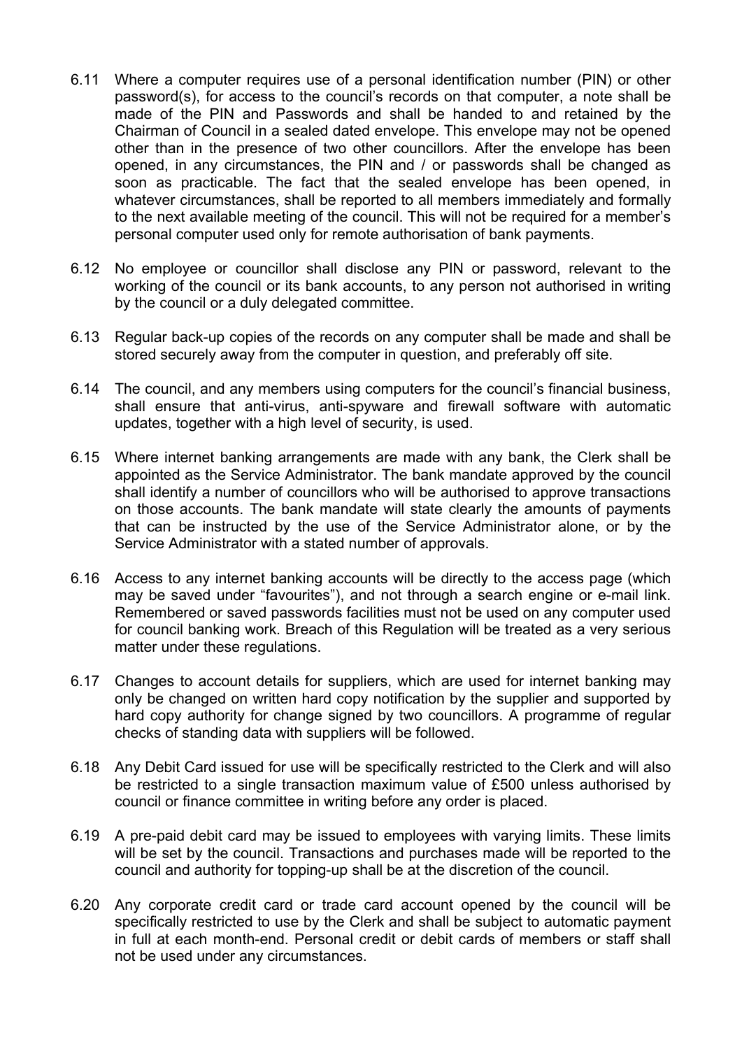6.11 Where a computer requires use of a personal identification number (PIN) or other password(s), for access to the council's records on that computer, a note shall be made of the PIN and Passwords and shall be handed to and retained by the Chairman of Council in a sealed dated envelope. This envelope may not be opened other than in the presence of two other councillors. After the envelope has been opened, in any circumstances, the PIN and / or passwords shall be changed as soon as practicable. The fact that the sealed envelope has been opened, in whatever circumstances, shall be reported to all members immediately and formally to the next available meeting of the council. This will not be required for a member's personal computer used only for remote authorisation of bank payments.

6.12 No employee or councillor shall disclose any PIN or password, relevant to the working of the council or its bank accounts, to any person not authorised in writing by the council or a duly delegated committee.

6.13 Regular back-up copies of the records on any computer shall be made and shall be stored securely away from the computer in question, and preferably off site.

6.14 The council, and any members using computers for the council's financial business, shall ensure that anti-virus, anti-spyware and firewall software with automatic updates, together with a high level of security, is used.

6.15 Where internet banking arrangements are made with any bank, the Clerk shall be appointed as the Service Administrator. The bank mandate approved by the council shall identify a number of councillors who will be authorised to approve transactions on those accounts. The bank mandate will state clearly the amounts of payments that can be instructed by the use of the Service Administrator alone, or by the Service Administrator with a stated number of approvals.

6.16 Access to any internet banking accounts will be directly to the access page (which may be saved under "favourites"), and not through a search engine or e-mail link. Remembered or saved passwords facilities must not be used on any computer used for council banking work. Breach of this Regulation will be treated as a very serious matter under these regulations.

6.17 Changes to account details for suppliers, which are used for internet banking may only be changed on written hard copy notification by the supplier and supported by hard copy authority for change signed by two councillors. A programme of regular checks of standing data with suppliers will be followed.

6.18 Any Debit Card issued for use will be specifically restricted to the Clerk and will also be restricted to a single transaction maximum value of £500 unless authorised by council or finance committee in writing before any order is placed.

6.19 A pre-paid debit card may be issued to employees with varying limits. These limits will be set by the council. Transactions and purchases made will be reported to the council and authority for topping-up shall be at the discretion of the council.

6.20 Any corporate credit card or trade card account opened by the council will be specifically restricted to use by the Clerk and shall be subject to automatic payment in full at each month-end. Personal credit or debit cards of members or staff shall not be used under any circumstances.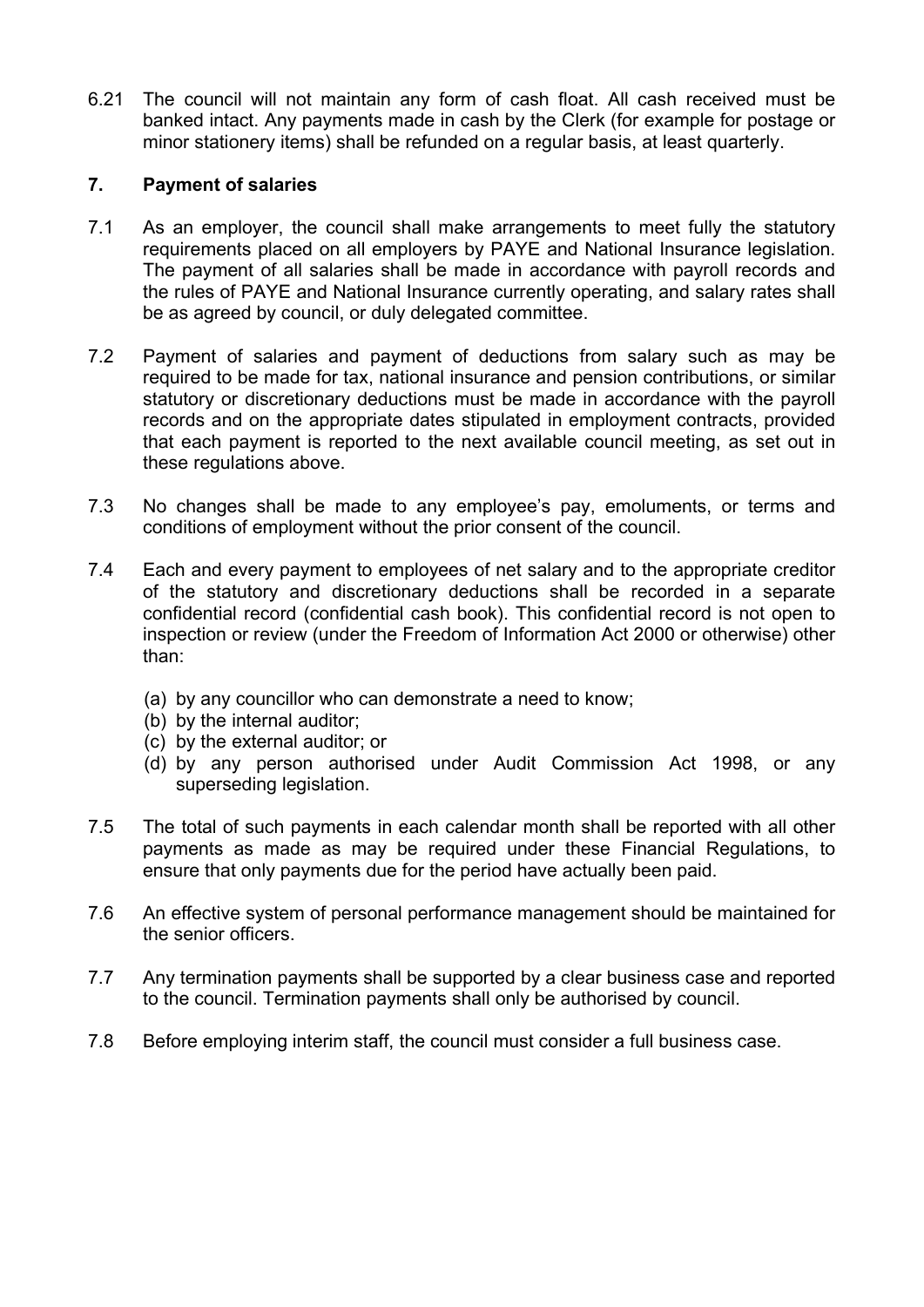6.21 The council will not maintain any form of cash float. All cash received must be banked intact. Any payments made in cash by the Clerk (for example for postage or minor stationery items) shall be refunded on a regular basis, at least quarterly.

## 7. Payment of salaries

7.1 As an employer, the council shall make arrangements to meet fully the statutory requirements placed on all employers by PAYE and National Insurance legislation. The payment of all salaries shall be made in accordance with payroll records and the rules of PAYE and National Insurance currently operating, and salary rates shall be as agreed by council, or duly delegated committee.

7.2 Payment of salaries and payment of deductions from salary such as may be required to be made for tax, national insurance and pension contributions, or similar statutory or discretionary deductions must be made in accordance with the payroll records and on the appropriate dates stipulated in employment contracts, provided that each payment is reported to the next available council meeting, as set out in these regulations above.

7.3 No changes shall be made to any employee's pay, emoluments, or terms and conditions of employment without the prior consent of the council.

7.4 Each and every payment to employees of net salary and to the appropriate creditor of the statutory and discretionary deductions shall be recorded in a separate confidential record (confidential cash book). This confidential record is not open to inspection or review (under the Freedom of Information Act 2000 or otherwise) other than:

- (a) by any councillor who can demonstrate a need to know;
- (b) by the internal auditor;
- (c) by the external auditor; or
- (d) by any person authorised under Audit Commission Act 1998, or any superseding legislation.

7.5 The total of such payments in each calendar month shall be reported with all other payments as made as may be required under these Financial Regulations, to ensure that only payments due for the period have actually been paid.

7.6 An effective system of personal performance management should be maintained for the senior officers.

7.7 Any termination payments shall be supported by a clear business case and reported to the council. Termination payments shall only be authorised by council.

7.8 Before employing interim staff, the council must consider a full business case.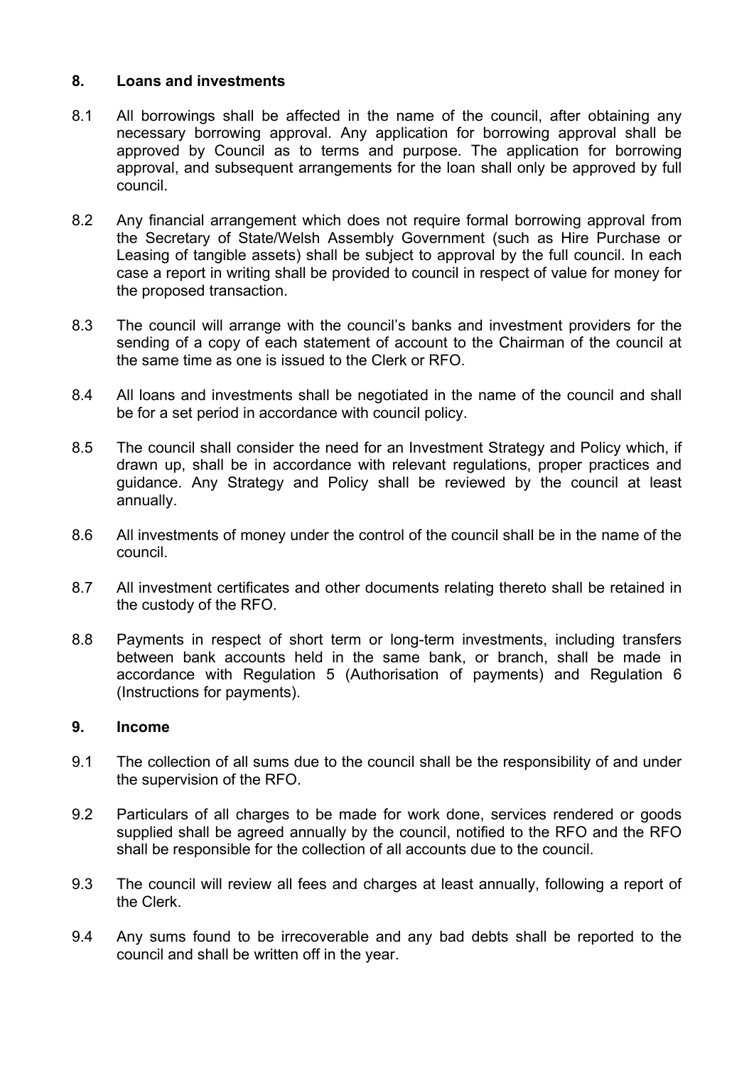## 8. Loans and investments

8.1 All borrowings shall be affected in the name of the council, after obtaining any necessary borrowing approval. Any application for borrowing approval shall be approved by Council as to terms and purpose. The application for borrowing approval, and subsequent arrangements for the loan shall only be approved by full council.

8.2 Any financial arrangement which does not require formal borrowing approval from the Secretary of State/Welsh Assembly Government (such as Hire Purchase or Leasing of tangible assets) shall be subject to approval by the full council. In each case a report in writing shall be provided to council in respect of value for money for the proposed transaction.

8.3 The council will arrange with the council's banks and investment providers for the sending of a copy of each statement of account to the Chairman of the council at the same time as one is issued to the Clerk or RFO.

8.4 All loans and investments shall be negotiated in the name of the council and shall be for a set period in accordance with council policy.

8.5 The council shall consider the need for an Investment Strategy and Policy which, if drawn up, shall be in accordance with relevant regulations, proper practices and guidance. Any Strategy and Policy shall be reviewed by the council at least annually.

8.6 All investments of money under the control of the council shall be in the name of the council.

8.7 All investment certificates and other documents relating thereto shall be retained in the custody of the RFO.

8.8 Payments in respect of short term or long-term investments, including transfers between bank accounts held in the same bank, or branch, shall be made in accordance with Regulation 5 (Authorisation of payments) and Regulation 6 (Instructions for payments).

## 9. Income

9.1 The collection of all sums due to the council shall be the responsibility of and under the supervision of the RFO.

9.2 Particulars of all charges to be made for work done, services rendered or goods supplied shall be agreed annually by the council, notified to the RFO and the RFO shall be responsible for the collection of all accounts due to the council.

9.3 The council will review all fees and charges at least annually, following a report of the Clerk.

9.4 Any sums found to be irrecoverable and any bad debts shall be reported to the council and shall be written off in the year.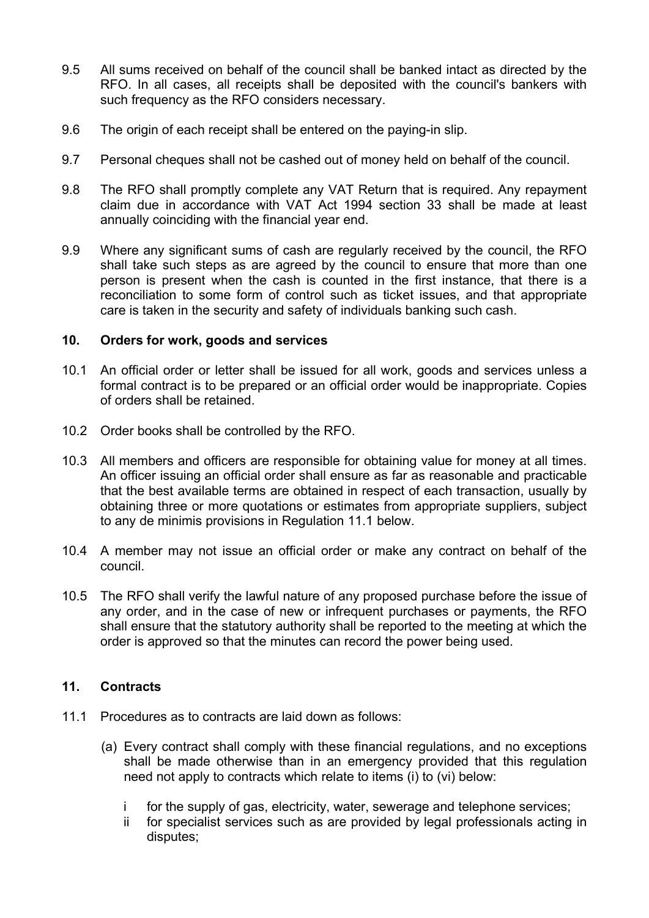9.5 All sums received on behalf of the council shall be banked intact as directed by the RFO. In all cases, all receipts shall be deposited with the council's bankers with such frequency as the RFO considers necessary.

9.6 The origin of each receipt shall be entered on the paying-in slip.

9.7 Personal cheques shall not be cashed out of money held on behalf of the council.

9.8 The RFO shall promptly complete any VAT Return that is required. Any repayment claim due in accordance with VAT Act 1994 section 33 shall be made at least annually coinciding with the financial year end.

9.9 Where any significant sums of cash are regularly received by the council, the RFO shall take such steps as are agreed by the council to ensure that more than one person is present when the cash is counted in the first instance, that there is a reconciliation to some form of control such as ticket issues, and that appropriate care is taken in the security and safety of individuals banking such cash.

## 10. Orders for work, goods and services

10.1 An official order or letter shall be issued for all work, goods and services unless a formal contract is to be prepared or an official order would be inappropriate. Copies of orders shall be retained.

10.2 Order books shall be controlled by the RFO.

10.3 All members and officers are responsible for obtaining value for money at all times. An officer issuing an official order shall ensure as far as reasonable and practicable that the best available terms are obtained in respect of each transaction, usually by obtaining three or more quotations or estimates from appropriate suppliers, subject to any de minimis provisions in Regulation 11.1 below.

10.4 A member may not issue an official order or make any contract on behalf of the council.

10.5 The RFO shall verify the lawful nature of any proposed purchase before the issue of any order, and in the case of new or infrequent purchases or payments, the RFO shall ensure that the statutory authority shall be reported to the meeting at which the order is approved so that the minutes can record the power being used.

## 11. Contracts

11.1 Procedures as to contracts are laid down as follows:

(a) Every contract shall comply with these financial regulations, and no exceptions shall be made otherwise than in an emergency provided that this regulation need not apply to contracts which relate to items (i) to (vi) below:

i for the supply of gas, electricity, water, sewerage and telephone services;

ii for specialist services such as are provided by legal professionals acting in disputes;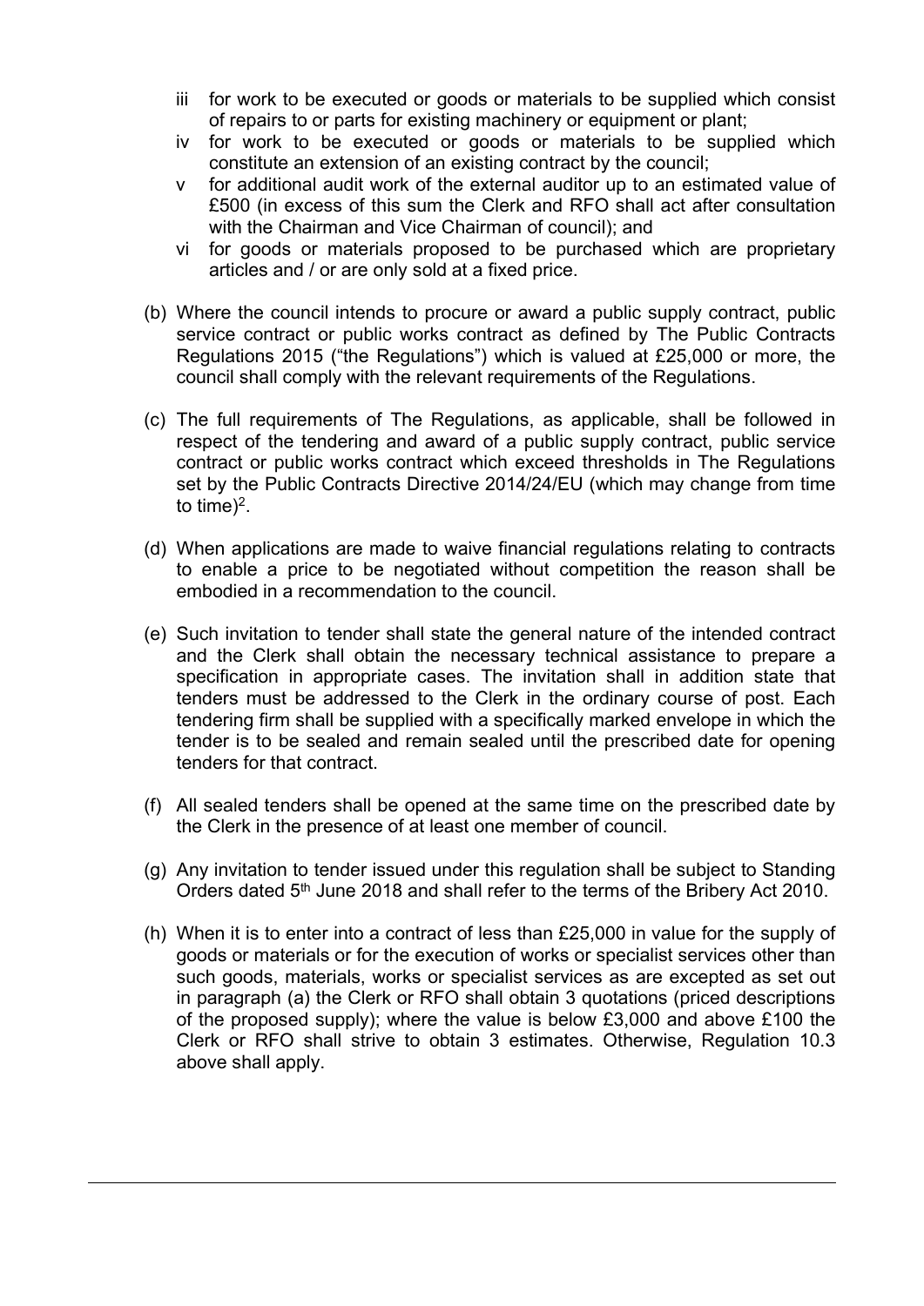iii for work to be executed or goods or materials to be supplied which consist of repairs to or parts for existing machinery or equipment or plant;

iv for work to be executed or goods or materials to be supplied which constitute an extension of an existing contract by the council;

v for additional audit work of the external auditor up to an estimated value of £500 (in excess of this sum the Clerk and RFO shall act after consultation with the Chairman and Vice Chairman of council); and

vi for goods or materials proposed to be purchased which are proprietary articles and / or are only sold at a fixed price.

(b) Where the council intends to procure or award a public supply contract, public service contract or public works contract as defined by The Public Contracts Regulations 2015 ("the Regulations") which is valued at £25,000 or more, the council shall comply with the relevant requirements of the Regulations.

(c) The full requirements of The Regulations, as applicable, shall be followed in respect of the tendering and award of a public supply contract, public service contract or public works contract which exceed thresholds in The Regulations set by the Public Contracts Directive 2014/24/EU (which may change from time to time)[2].

(d) When applications are made to waive financial regulations relating to contracts to enable a price to be negotiated without competition the reason shall be embodied in a recommendation to the council.

(e) Such invitation to tender shall state the general nature of the intended contract and the Clerk shall obtain the necessary technical assistance to prepare a specification in appropriate cases. The invitation shall in addition state that tenders must be addressed to the Clerk in the ordinary course of post. Each tendering firm shall be supplied with a specifically marked envelope in which the tender is to be sealed and remain sealed until the prescribed date for opening tenders for that contract.

(f) All sealed tenders shall be opened at the same time on the prescribed date by the Clerk in the presence of at least one member of council.

(g) Any invitation to tender issued under this regulation shall be subject to Standing Orders dated 5th June 2018 and shall refer to the terms of the Bribery Act 2010.

(h) When it is to enter into a contract of less than £25,000 in value for the supply of goods or materials or for the execution of works or specialist services other than such goods, materials, works or specialist services as are excepted as set out in paragraph (a) the Clerk or RFO shall obtain 3 quotations (priced descriptions of the proposed supply); where the value is below £3,000 and above £100 the Clerk or RFO shall strive to obtain 3 estimates. Otherwise, Regulation 10.3 above shall apply.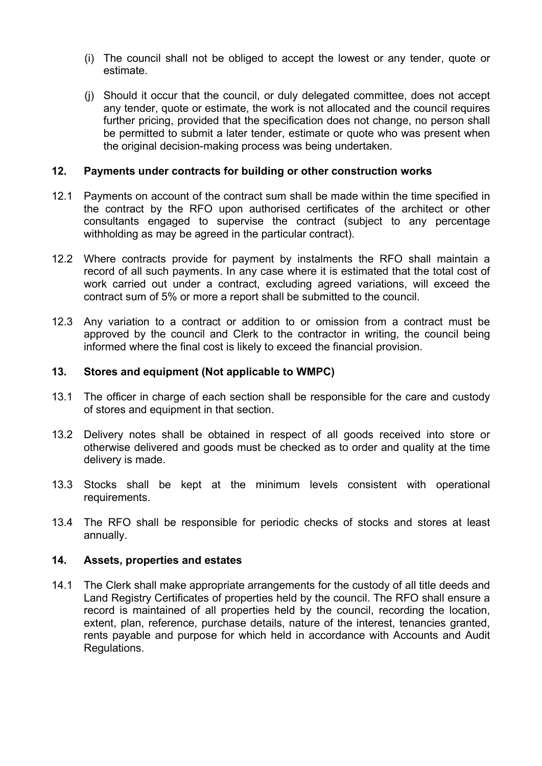(i) The council shall not be obliged to accept the lowest or any tender, quote or estimate.

(j) Should it occur that the council, or duly delegated committee, does not accept any tender, quote or estimate, the work is not allocated and the council requires further pricing, provided that the specification does not change, no person shall be permitted to submit a later tender, estimate or quote who was present when the original decision-making process was being undertaken.

## 12. Payments under contracts for building or other construction works

12.1 Payments on account of the contract sum shall be made within the time specified in the contract by the RFO upon authorised certificates of the architect or other consultants engaged to supervise the contract (subject to any percentage withholding as may be agreed in the particular contract).

12.2 Where contracts provide for payment by instalments the RFO shall maintain a record of all such payments. In any case where it is estimated that the total cost of work carried out under a contract, excluding agreed variations, will exceed the contract sum of 5% or more a report shall be submitted to the council.

12.3 Any variation to a contract or addition to or omission from a contract must be approved by the council and Clerk to the contractor in writing, the council being informed where the final cost is likely to exceed the financial provision.

## 13. Stores and equipment (Not applicable to WMPC)

13.1 The officer in charge of each section shall be responsible for the care and custody of stores and equipment in that section.

13.2 Delivery notes shall be obtained in respect of all goods received into store or otherwise delivered and goods must be checked as to order and quality at the time delivery is made.

13.3 Stocks shall be kept at the minimum levels consistent with operational requirements.

13.4 The RFO shall be responsible for periodic checks of stocks and stores at least annually.

## 14. Assets, properties and estates

14.1 The Clerk shall make appropriate arrangements for the custody of all title deeds and Land Registry Certificates of properties held by the council. The RFO shall ensure a record is maintained of all properties held by the council, recording the location, extent, plan, reference, purchase details, nature of the interest, tenancies granted, rents payable and purpose for which held in accordance with Accounts and Audit Regulations.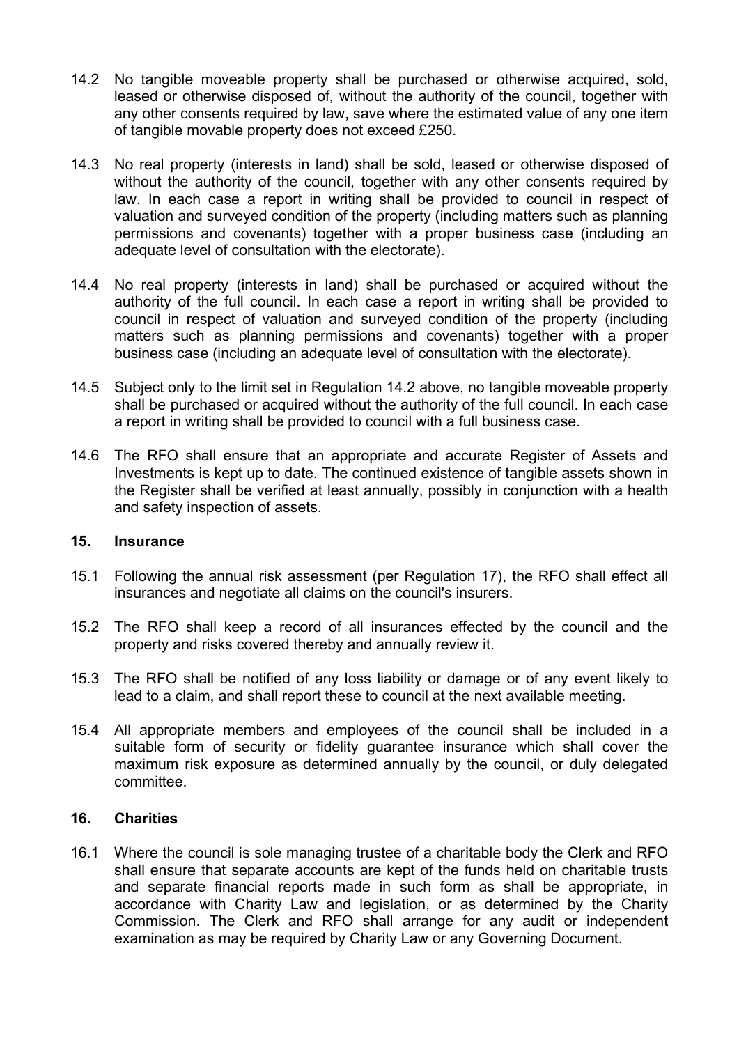14.2 No tangible moveable property shall be purchased or otherwise acquired, sold, leased or otherwise disposed of, without the authority of the council, together with any other consents required by law, save where the estimated value of any one item of tangible movable property does not exceed £250.

14.3 No real property (interests in land) shall be sold, leased or otherwise disposed of without the authority of the council, together with any other consents required by law. In each case a report in writing shall be provided to council in respect of valuation and surveyed condition of the property (including matters such as planning permissions and covenants) together with a proper business case (including an adequate level of consultation with the electorate).

14.4 No real property (interests in land) shall be purchased or acquired without the authority of the full council. In each case a report in writing shall be provided to council in respect of valuation and surveyed condition of the property (including matters such as planning permissions and covenants) together with a proper business case (including an adequate level of consultation with the electorate).

14.5 Subject only to the limit set in Regulation 14.2 above, no tangible moveable property shall be purchased or acquired without the authority of the full council. In each case a report in writing shall be provided to council with a full business case.

14.6 The RFO shall ensure that an appropriate and accurate Register of Assets and Investments is kept up to date. The continued existence of tangible assets shown in the Register shall be verified at least annually, possibly in conjunction with a health and safety inspection of assets.

## 15. Insurance

15.1 Following the annual risk assessment (per Regulation 17), the RFO shall effect all insurances and negotiate all claims on the council's insurers.

15.2 The RFO shall keep a record of all insurances effected by the council and the property and risks covered thereby and annually review it.

15.3 The RFO shall be notified of any loss liability or damage or of any event likely to lead to a claim, and shall report these to council at the next available meeting.

15.4 All appropriate members and employees of the council shall be included in a suitable form of security or fidelity guarantee insurance which shall cover the maximum risk exposure as determined annually by the council, or duly delegated committee.

## 16. Charities

16.1 Where the council is sole managing trustee of a charitable body the Clerk and RFO shall ensure that separate accounts are kept of the funds held on charitable trusts and separate financial reports made in such form as shall be appropriate, in accordance with Charity Law and legislation, or as determined by the Charity Commission. The Clerk and RFO shall arrange for any audit or independent examination as may be required by Charity Law or any Governing Document.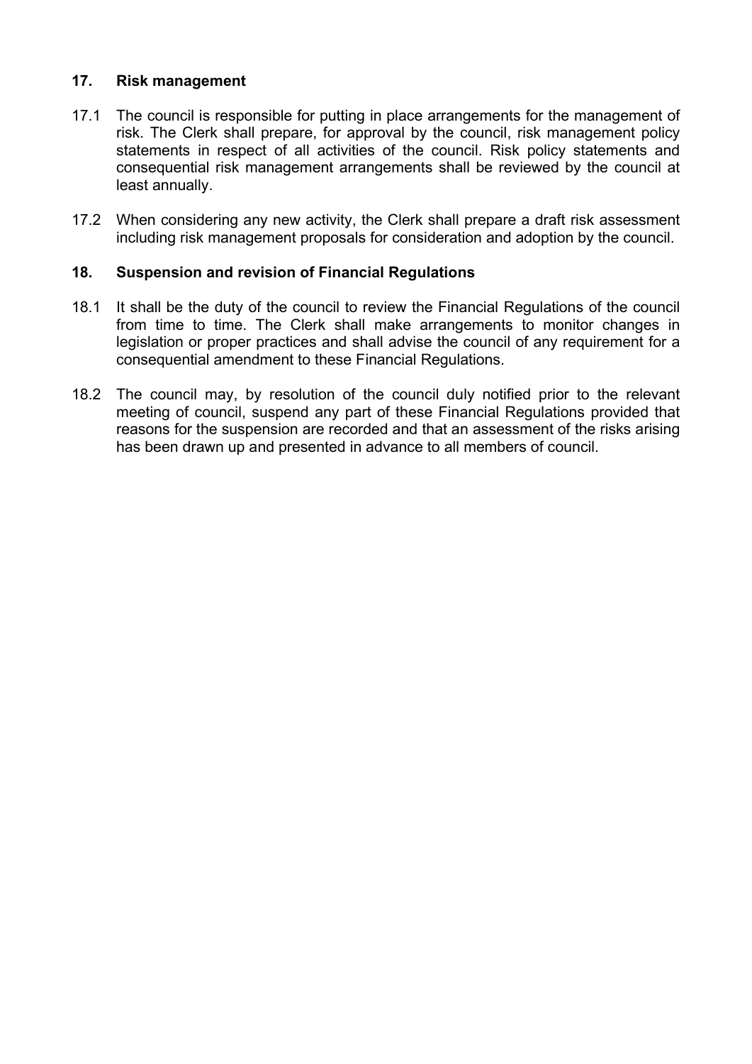## 17. Risk management

17.1 The council is responsible for putting in place arrangements for the management of risk. The Clerk shall prepare, for approval by the council, risk management policy statements in respect of all activities of the council. Risk policy statements and consequential risk management arrangements shall be reviewed by the council at least annually.

17.2 When considering any new activity, the Clerk shall prepare a draft risk assessment including risk management proposals for consideration and adoption by the council.

## 18. Suspension and revision of Financial Regulations

18.1 It shall be the duty of the council to review the Financial Regulations of the council from time to time. The Clerk shall make arrangements to monitor changes in legislation or proper practices and shall advise the council of any requirement for a consequential amendment to these Financial Regulations.

18.2 The council may, by resolution of the council duly notified prior to the relevant meeting of council, suspend any part of these Financial Regulations provided that reasons for the suspension are recorded and that an assessment of the risks arising has been drawn up and presented in advance to all members of council.